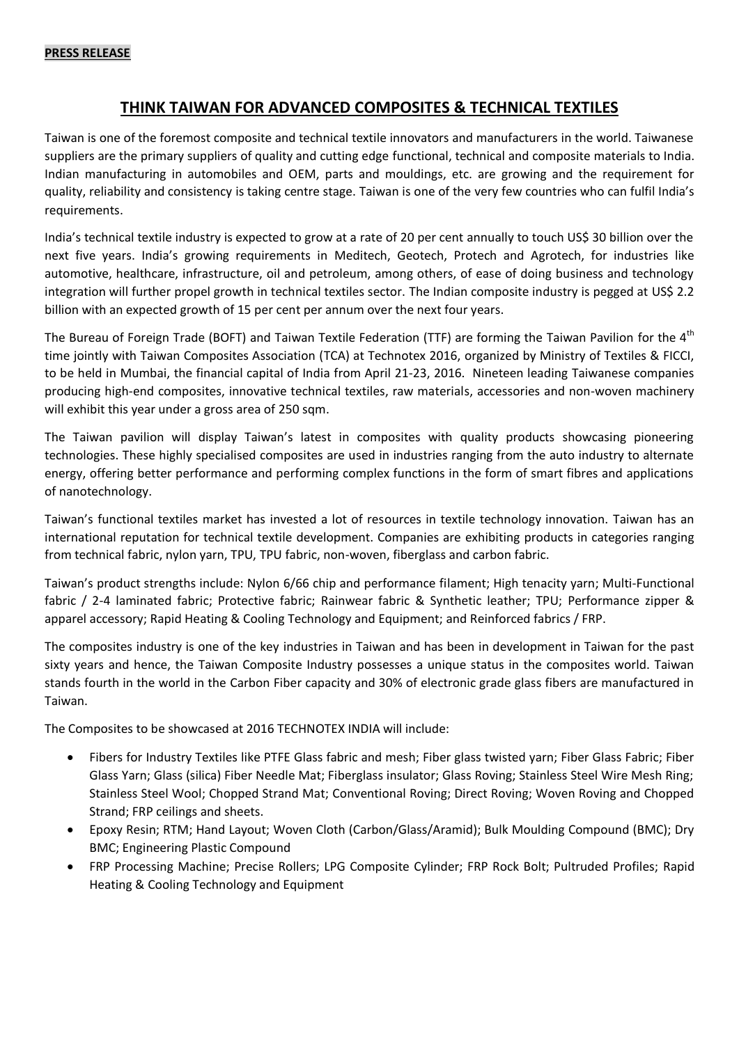**PRESS RELEASE**

# THINK TAIWAN FOR ADVANCED COMPOSITES & TECHNICAL TEXTILES

Taiwan is one of the foremost composite and technical textile innovators and manufacturers in the world. Taiwanese suppliers are the primary suppliers of quality and cutting edge functional, technical and composite materials to India. Indian manufacturing in automobiles and OEM, parts and mouldings, etc. are growing and the requirement for quality, reliability and consistency is taking centre stage. Taiwan is one of the very few countries who can fulfil India's requirements.

India's technical textile industry is expected to grow at a rate of 20 per cent annually to touch US$ 30 billion over the next five years. India's growing requirements in Meditech, Geotech, Protech and Agrotech, for industries like automotive, healthcare, infrastructure, oil and petroleum, among others, of ease of doing business and technology integration will further propel growth in technical textiles sector. The Indian composite industry is pegged at US$ 2.2 billion with an expected growth of 15 per cent per annum over the next four years.

The Bureau of Foreign Trade (BOFT) and Taiwan Textile Federation (TTF) are forming the Taiwan Pavilion for the 4th time jointly with Taiwan Composites Association (TCA) at Technotex 2016, organized by Ministry of Textiles & FICCI, to be held in Mumbai, the financial capital of India from April 21-23, 2016. Nineteen leading Taiwanese companies producing high-end composites, innovative technical textiles, raw materials, accessories and non-woven machinery will exhibit this year under a gross area of 250 sqm.

The Taiwan pavilion will display Taiwan's latest in composites with quality products showcasing pioneering technologies. These highly specialised composites are used in industries ranging from the auto industry to alternate energy, offering better performance and performing complex functions in the form of smart fibres and applications of nanotechnology.

Taiwan's functional textiles market has invested a lot of resources in textile technology innovation. Taiwan has an international reputation for technical textile development. Companies are exhibiting products in categories ranging from technical fabric, nylon yarn, TPU, TPU fabric, non-woven, fiberglass and carbon fabric.

Taiwan's product strengths include: Nylon 6/66 chip and performance filament; High tenacity yarn; Multi-Functional fabric / 2-4 laminated fabric; Protective fabric; Rainwear fabric & Synthetic leather; TPU; Performance zipper & apparel accessory; Rapid Heating & Cooling Technology and Equipment; and Reinforced fabrics / FRP.

The composites industry is one of the key industries in Taiwan and has been in development in Taiwan for the past sixty years and hence, the Taiwan Composite Industry possesses a unique status in the composites world. Taiwan stands fourth in the world in the Carbon Fiber capacity and 30% of electronic grade glass fibers are manufactured in Taiwan.

The Composites to be showcased at 2016 TECHNOTEX INDIA will include:

- Fibers for Industry Textiles like PTFE Glass fabric and mesh; Fiber glass twisted yarn; Fiber Glass Fabric; Fiber Glass Yarn; Glass (silica) Fiber Needle Mat; Fiberglass insulator; Glass Roving; Stainless Steel Wire Mesh Ring; Stainless Steel Wool; Chopped Strand Mat; Conventional Roving; Direct Roving; Woven Roving and Chopped Strand; FRP ceilings and sheets.
- Epoxy Resin; RTM; Hand Layout; Woven Cloth (Carbon/Glass/Aramid); Bulk Moulding Compound (BMC); Dry BMC; Engineering Plastic Compound
- FRP Processing Machine; Precise Rollers; LPG Composite Cylinder; FRP Rock Bolt; Pultruded Profiles; Rapid Heating & Cooling Technology and Equipment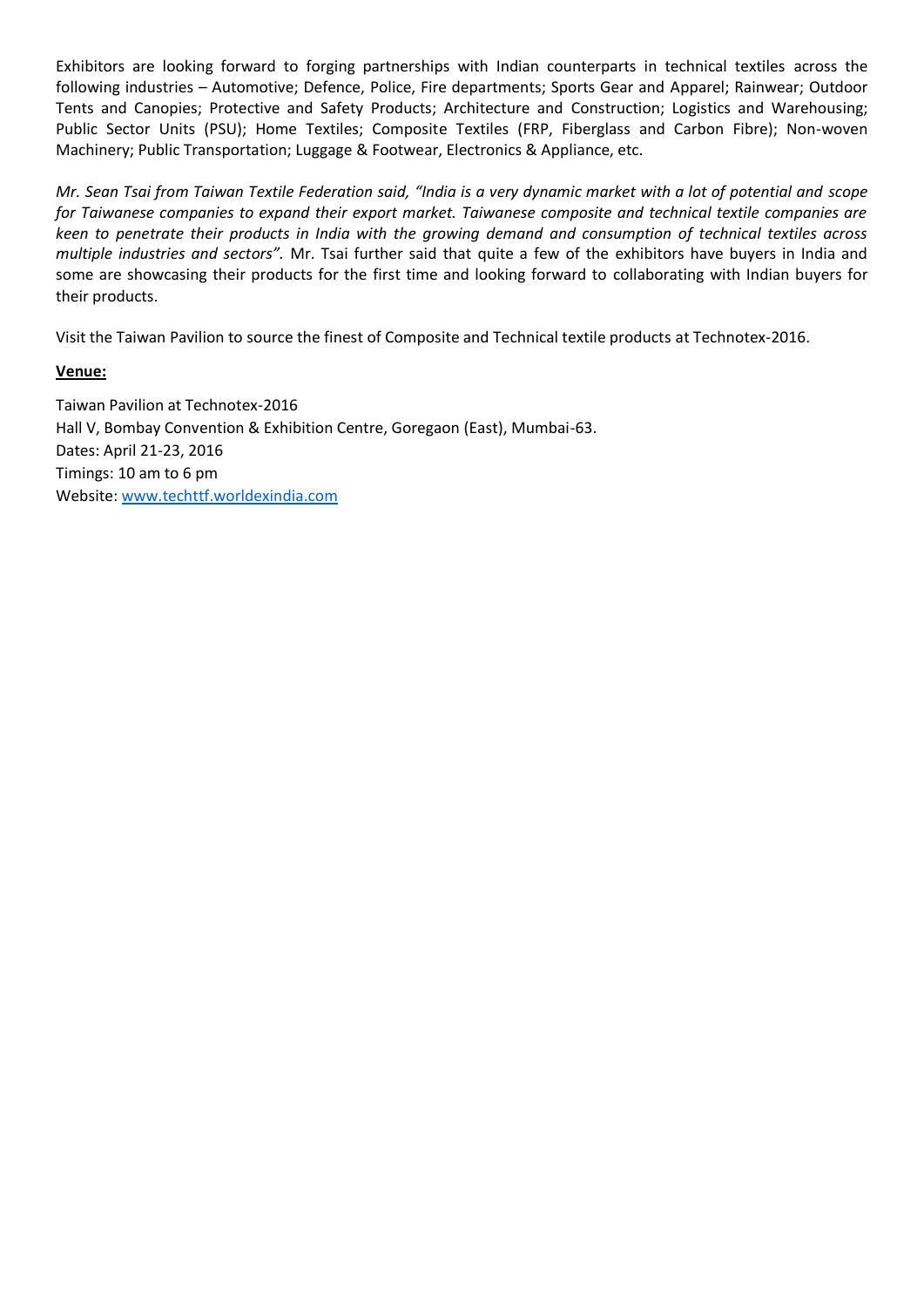Exhibitors are looking forward to forging partnerships with Indian counterparts in technical textiles across the following industries – Automotive; Defence, Police, Fire departments; Sports Gear and Apparel; Rainwear; Outdoor Tents and Canopies; Protective and Safety Products; Architecture and Construction; Logistics and Warehousing; Public Sector Units (PSU); Home Textiles; Composite Textiles (FRP, Fiberglass and Carbon Fibre); Non-woven Machinery; Public Transportation; Luggage & Footwear, Electronics & Appliance, etc.

*Mr. Sean Tsai from Taiwan Textile Federation said, "India is a very dynamic market with a lot of potential and scope for Taiwanese companies to expand their export market. Taiwanese composite and technical textile companies are keen to penetrate their products in India with the growing demand and consumption of technical textiles across multiple industries and sectors".* Mr. Tsai further said that quite a few of the exhibitors have buyers in India and some are showcasing their products for the first time and looking forward to collaborating with Indian buyers for their products.

Visit the Taiwan Pavilion to source the finest of Composite and Technical textile products at Technotex-2016.

**Venue:**

Taiwan Pavilion at Technotex-2016
Hall V, Bombay Convention & Exhibition Centre, Goregaon (East), Mumbai-63.
Dates: April 21-23, 2016
Timings: 10 am to 6 pm
Website: [www.techttf.worldexindia.com](www.techttf.worldexindia.com)